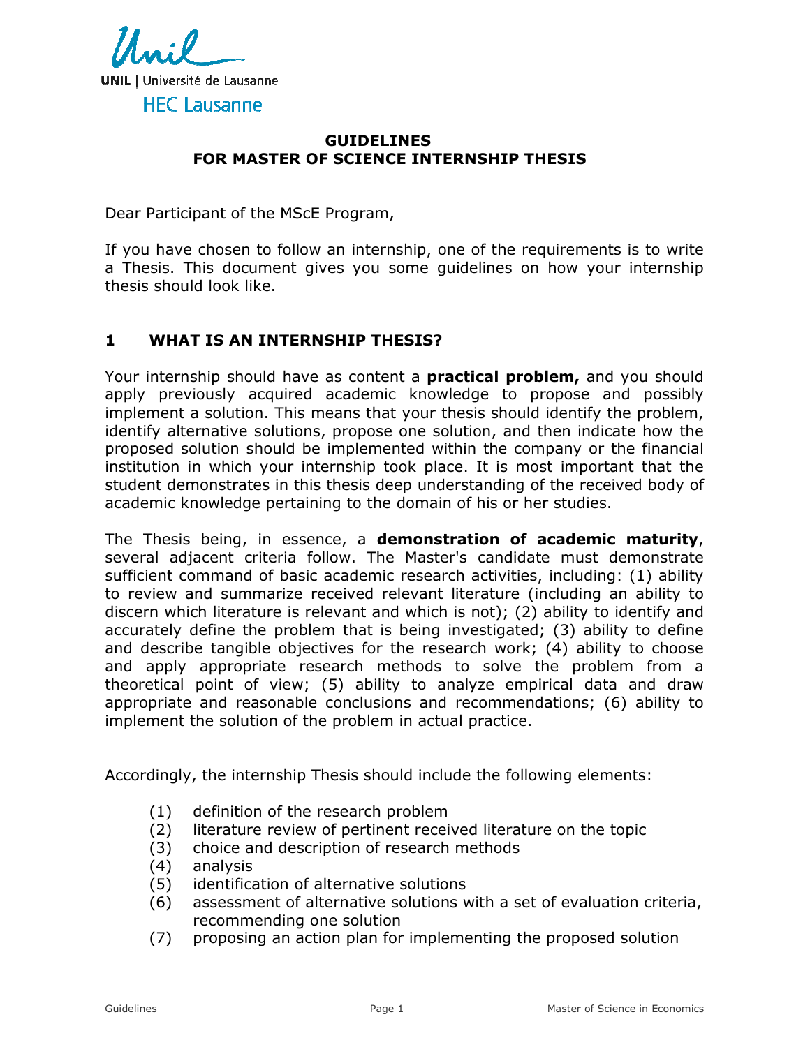UNIL | Université de Lausanne

HEC Lausanne

# GUIDELINES
# FOR MASTER OF SCIENCE INTERNSHIP THESIS

Dear Participant of the MScE Program,

If you have chosen to follow an internship, one of the requirements is to write a Thesis. This document gives you some guidelines on how your internship thesis should look like.

## 1 WHAT IS AN INTERNSHIP THESIS?

Your internship should have as content a **practical problem,** and you should apply previously acquired academic knowledge to propose and possibly implement a solution. This means that your thesis should identify the problem, identify alternative solutions, propose one solution, and then indicate how the proposed solution should be implemented within the company or the financial institution in which your internship took place. It is most important that the student demonstrates in this thesis deep understanding of the received body of academic knowledge pertaining to the domain of his or her studies.

The Thesis being, in essence, a **demonstration of academic maturity**, several adjacent criteria follow. The Master's candidate must demonstrate sufficient command of basic academic research activities, including: (1) ability to review and summarize received relevant literature (including an ability to discern which literature is relevant and which is not); (2) ability to identify and accurately define the problem that is being investigated; (3) ability to define and describe tangible objectives for the research work; (4) ability to choose and apply appropriate research methods to solve the problem from a theoretical point of view; (5) ability to analyze empirical data and draw appropriate and reasonable conclusions and recommendations; (6) ability to implement the solution of the problem in actual practice.

Accordingly, the internship Thesis should include the following elements:

(1) definition of the research problem
(2) literature review of pertinent received literature on the topic
(3) choice and description of research methods
(4) analysis
(5) identification of alternative solutions
(6) assessment of alternative solutions with a set of evaluation criteria, recommending one solution
(7) proposing an action plan for implementing the proposed solution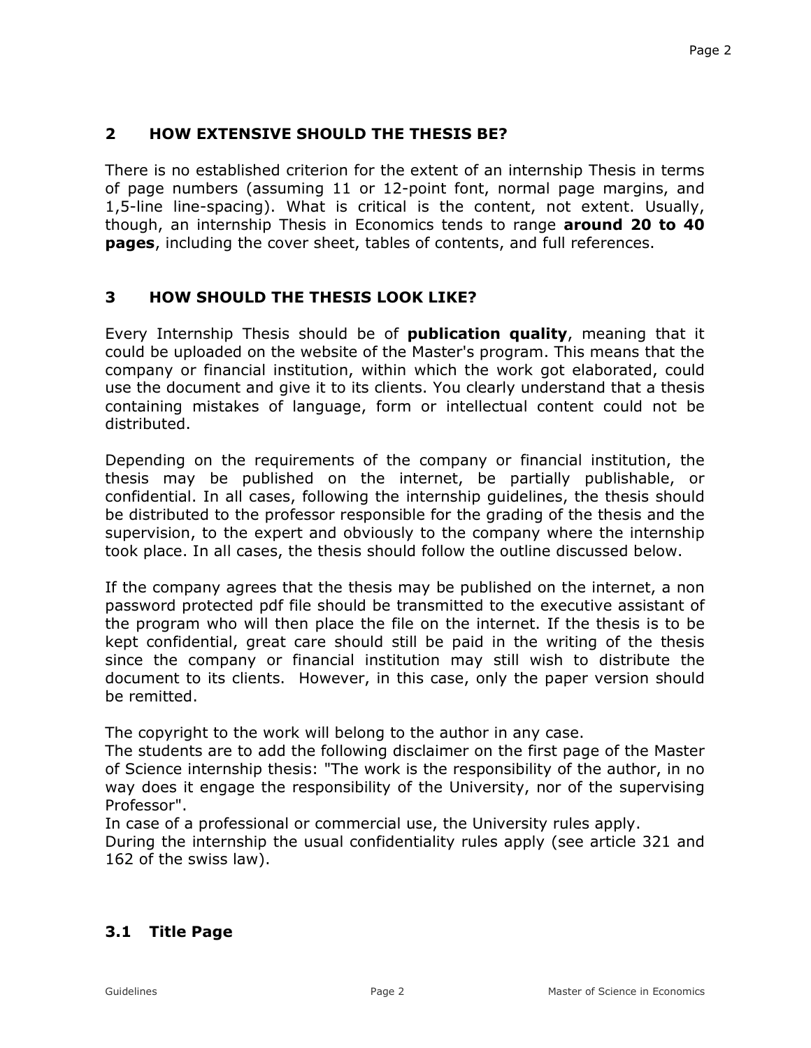## 2 HOW EXTENSIVE SHOULD THE THESIS BE?

There is no established criterion for the extent of an internship Thesis in terms of page numbers (assuming 11 or 12-point font, normal page margins, and 1,5-line line-spacing). What is critical is the content, not extent. Usually, though, an internship Thesis in Economics tends to range **around 20 to 40 pages**, including the cover sheet, tables of contents, and full references.

## 3 HOW SHOULD THE THESIS LOOK LIKE?

Every Internship Thesis should be of **publication quality**, meaning that it could be uploaded on the website of the Master's program. This means that the company or financial institution, within which the work got elaborated, could use the document and give it to its clients. You clearly understand that a thesis containing mistakes of language, form or intellectual content could not be distributed.

Depending on the requirements of the company or financial institution, the thesis may be published on the internet, be partially publishable, or confidential. In all cases, following the internship guidelines, the thesis should be distributed to the professor responsible for the grading of the thesis and the supervision, to the expert and obviously to the company where the internship took place. In all cases, the thesis should follow the outline discussed below.

If the company agrees that the thesis may be published on the internet, a non password protected pdf file should be transmitted to the executive assistant of the program who will then place the file on the internet. If the thesis is to be kept confidential, great care should still be paid in the writing of the thesis since the company or financial institution may still wish to distribute the document to its clients. However, in this case, only the paper version should be remitted.

The copyright to the work will belong to the author in any case.
The students are to add the following disclaimer on the first page of the Master of Science internship thesis: "The work is the responsibility of the author, in no way does it engage the responsibility of the University, nor of the supervising Professor".
In case of a professional or commercial use, the University rules apply.
During the internship the usual confidentiality rules apply (see article 321 and 162 of the swiss law).

### 3.1 Title Page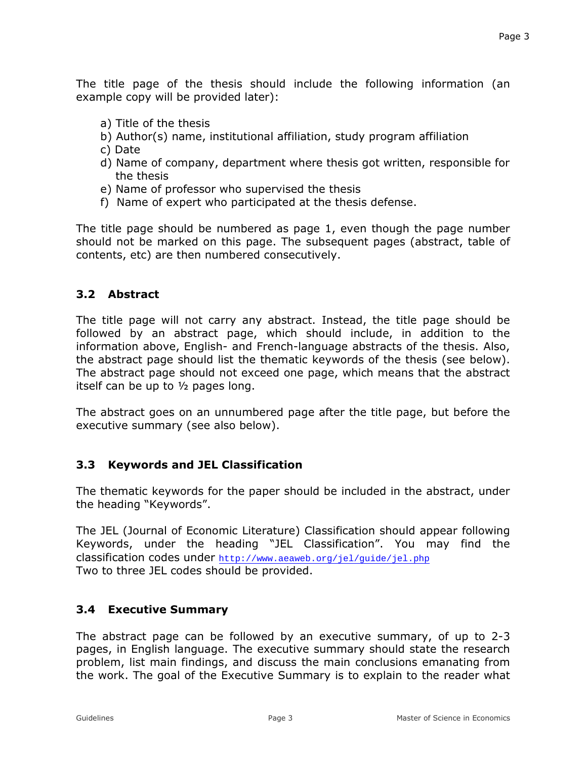The title page of the thesis should include the following information (an example copy will be provided later):

a) Title of the thesis
b) Author(s) name, institutional affiliation, study program affiliation
c) Date
d) Name of company, department where thesis got written, responsible for the thesis
e) Name of professor who supervised the thesis
f) Name of expert who participated at the thesis defense.

The title page should be numbered as page 1, even though the page number should not be marked on this page. The subsequent pages (abstract, table of contents, etc) are then numbered consecutively.

### 3.2 Abstract

The title page will not carry any abstract. Instead, the title page should be followed by an abstract page, which should include, in addition to the information above, English- and French-language abstracts of the thesis. Also, the abstract page should list the thematic keywords of the thesis (see below). The abstract page should not exceed one page, which means that the abstract itself can be up to ½ pages long.

The abstract goes on an unnumbered page after the title page, but before the executive summary (see also below).

### 3.3 Keywords and JEL Classification

The thematic keywords for the paper should be included in the abstract, under the heading "Keywords".

The JEL (Journal of Economic Literature) Classification should appear following Keywords, under the heading "JEL Classification". You may find the classification codes under http://www.aeaweb.org/jel/guide/jel.php
Two to three JEL codes should be provided.

### 3.4 Executive Summary

The abstract page can be followed by an executive summary, of up to 2-3 pages, in English language. The executive summary should state the research problem, list main findings, and discuss the main conclusions emanating from the work. The goal of the Executive Summary is to explain to the reader what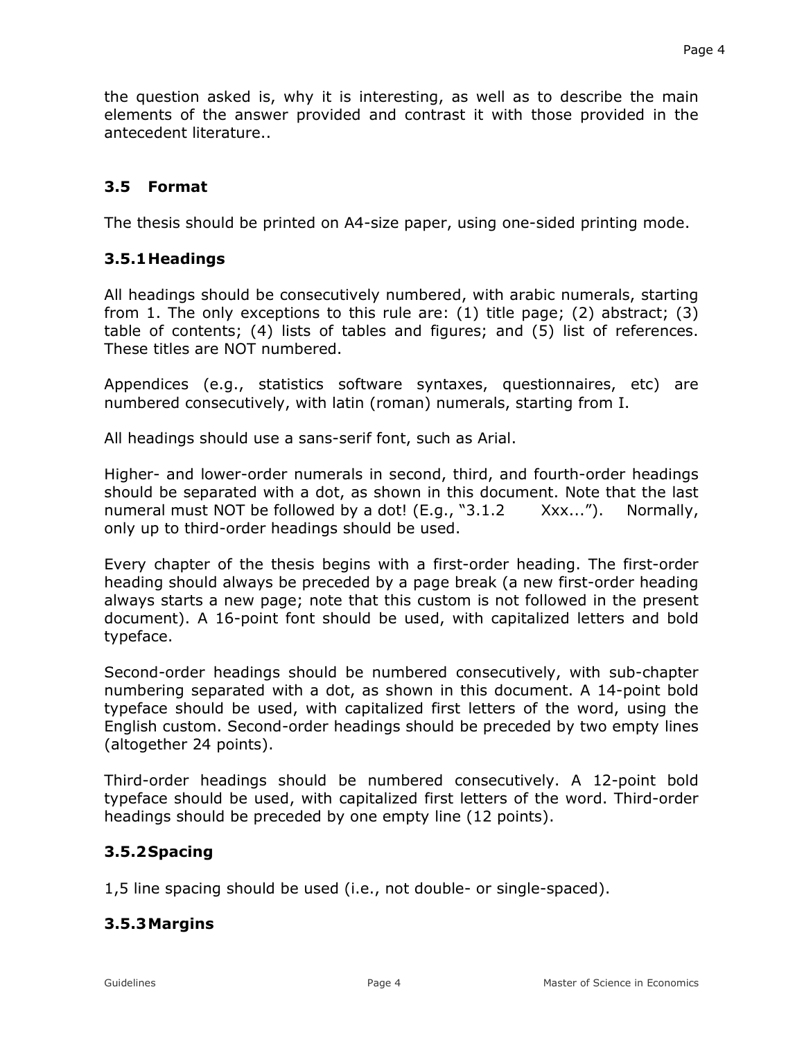the question asked is, why it is interesting, as well as to describe the main elements of the answer provided and contrast it with those provided in the antecedent literature..

## 3.5 Format

The thesis should be printed on A4-size paper, using one-sided printing mode.

### 3.5.1 Headings

All headings should be consecutively numbered, with arabic numerals, starting from 1. The only exceptions to this rule are: (1) title page; (2) abstract; (3) table of contents; (4) lists of tables and figures; and (5) list of references. These titles are NOT numbered.

Appendices (e.g., statistics software syntaxes, questionnaires, etc) are numbered consecutively, with latin (roman) numerals, starting from I.

All headings should use a sans-serif font, such as Arial.

Higher- and lower-order numerals in second, third, and fourth-order headings should be separated with a dot, as shown in this document. Note that the last numeral must NOT be followed by a dot! (E.g., "3.1.2 Xxx..."). Normally, only up to third-order headings should be used.

Every chapter of the thesis begins with a first-order heading. The first-order heading should always be preceded by a page break (a new first-order heading always starts a new page; note that this custom is not followed in the present document). A 16-point font should be used, with capitalized letters and bold typeface.

Second-order headings should be numbered consecutively, with sub-chapter numbering separated with a dot, as shown in this document. A 14-point bold typeface should be used, with capitalized first letters of the word, using the English custom. Second-order headings should be preceded by two empty lines (altogether 24 points).

Third-order headings should be numbered consecutively. A 12-point bold typeface should be used, with capitalized first letters of the word. Third-order headings should be preceded by one empty line (12 points).

### 3.5.2 Spacing

1,5 line spacing should be used (i.e., not double- or single-spaced).

### 3.5.3 Margins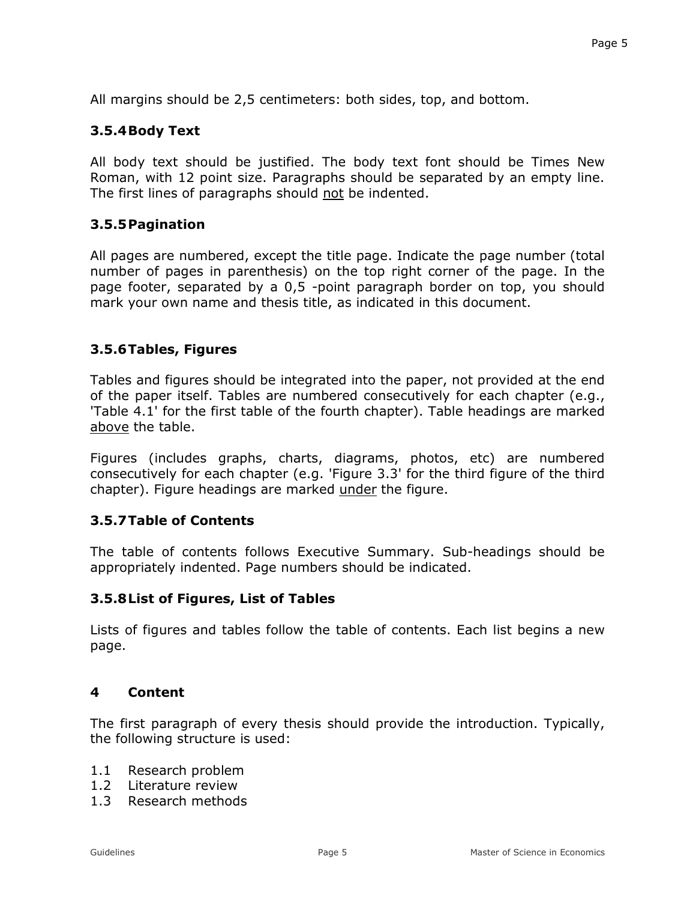All margins should be 2,5 centimeters: both sides, top, and bottom.

### 3.5.4 Body Text

All body text should be justified. The body text font should be Times New Roman, with 12 point size. Paragraphs should be separated by an empty line. The first lines of paragraphs should not be indented.

### 3.5.5 Pagination

All pages are numbered, except the title page. Indicate the page number (total number of pages in parenthesis) on the top right corner of the page. In the page footer, separated by a 0,5 -point paragraph border on top, you should mark your own name and thesis title, as indicated in this document.

### 3.5.6 Tables, Figures

Tables and figures should be integrated into the paper, not provided at the end of the paper itself. Tables are numbered consecutively for each chapter (e.g., 'Table 4.1' for the first table of the fourth chapter). Table headings are marked above the table.

Figures (includes graphs, charts, diagrams, photos, etc) are numbered consecutively for each chapter (e.g. 'Figure 3.3' for the third figure of the third chapter). Figure headings are marked under the figure.

### 3.5.7 Table of Contents

The table of contents follows Executive Summary. Sub-headings should be appropriately indented. Page numbers should be indicated.

### 3.5.8 List of Figures, List of Tables

Lists of figures and tables follow the table of contents. Each list begins a new page.

# 4 Content

The first paragraph of every thesis should provide the introduction. Typically, the following structure is used:

1.1 Research problem
1.2 Literature review
1.3 Research methods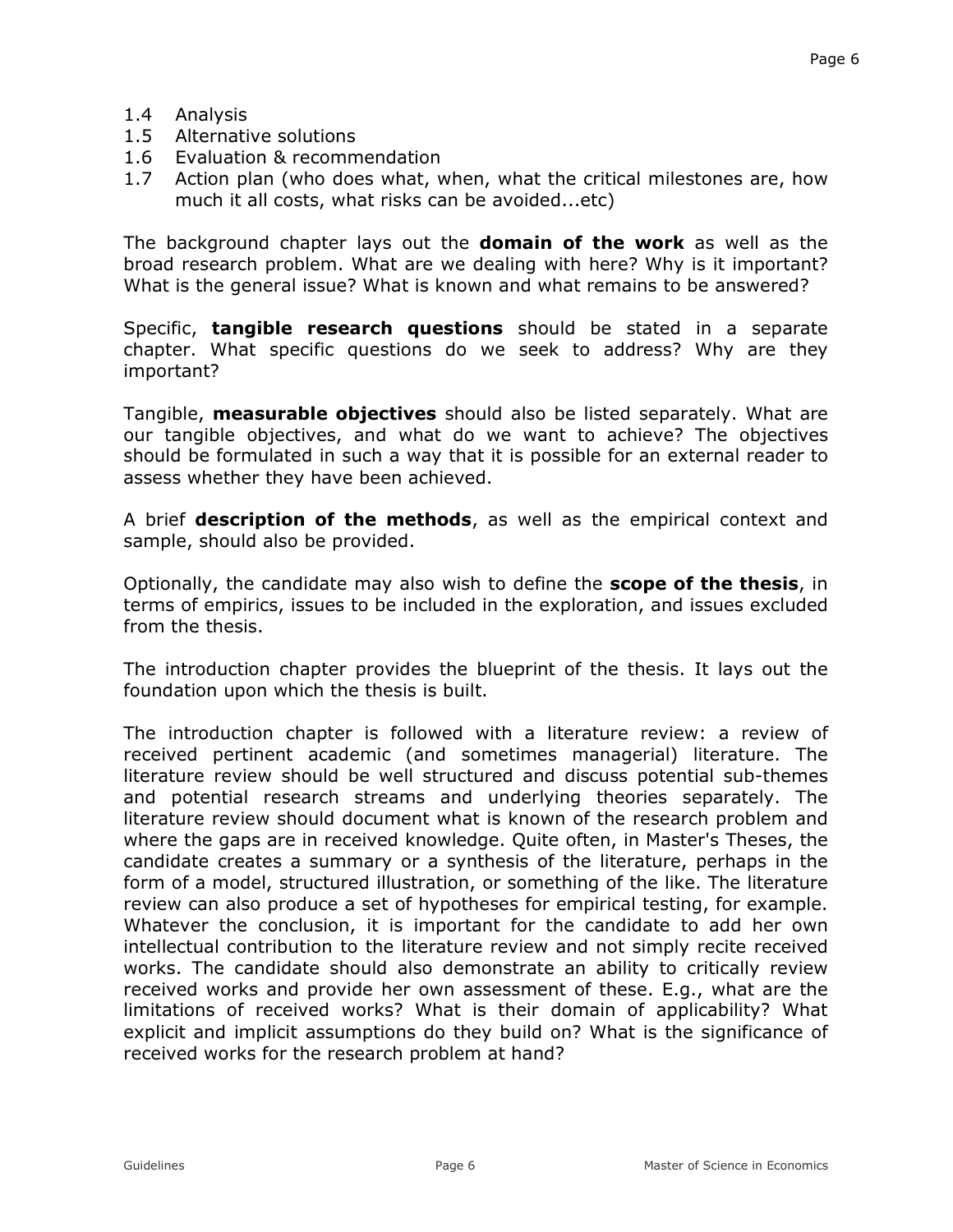1.4 Analysis
1.5 Alternative solutions
1.6 Evaluation & recommendation
1.7 Action plan (who does what, when, what the critical milestones are, how much it all costs, what risks can be avoided...etc)

The background chapter lays out the **domain of the work** as well as the broad research problem. What are we dealing with here? Why is it important? What is the general issue? What is known and what remains to be answered?

Specific, **tangible research questions** should be stated in a separate chapter. What specific questions do we seek to address? Why are they important?

Tangible, **measurable objectives** should also be listed separately. What are our tangible objectives, and what do we want to achieve? The objectives should be formulated in such a way that it is possible for an external reader to assess whether they have been achieved.

A brief **description of the methods**, as well as the empirical context and sample, should also be provided.

Optionally, the candidate may also wish to define the **scope of the thesis**, in terms of empirics, issues to be included in the exploration, and issues excluded from the thesis.

The introduction chapter provides the blueprint of the thesis. It lays out the foundation upon which the thesis is built.

The introduction chapter is followed with a literature review: a review of received pertinent academic (and sometimes managerial) literature. The literature review should be well structured and discuss potential sub-themes and potential research streams and underlying theories separately. The literature review should document what is known of the research problem and where the gaps are in received knowledge. Quite often, in Master's Theses, the candidate creates a summary or a synthesis of the literature, perhaps in the form of a model, structured illustration, or something of the like. The literature review can also produce a set of hypotheses for empirical testing, for example. Whatever the conclusion, it is important for the candidate to add her own intellectual contribution to the literature review and not simply recite received works. The candidate should also demonstrate an ability to critically review received works and provide her own assessment of these. E.g., what are the limitations of received works? What is their domain of applicability? What explicit and implicit assumptions do they build on? What is the significance of received works for the research problem at hand?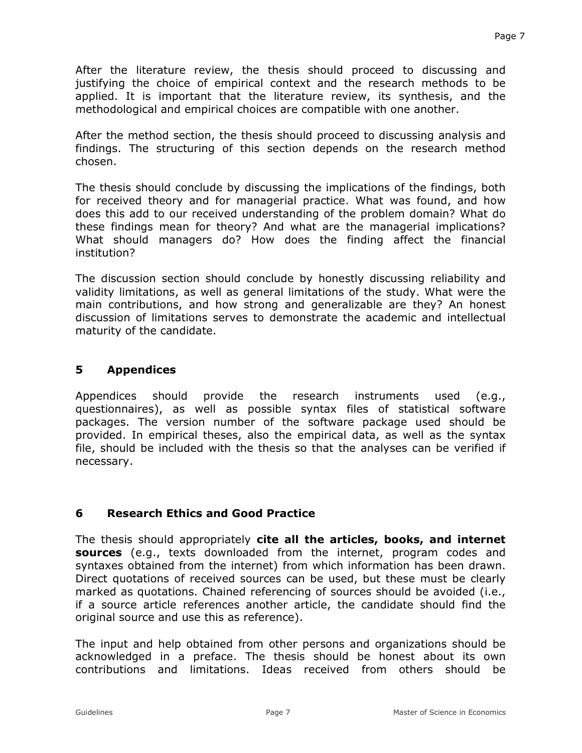After the literature review, the thesis should proceed to discussing and justifying the choice of empirical context and the research methods to be applied. It is important that the literature review, its synthesis, and the methodological and empirical choices are compatible with one another.

After the method section, the thesis should proceed to discussing analysis and findings. The structuring of this section depends on the research method chosen.

The thesis should conclude by discussing the implications of the findings, both for received theory and for managerial practice. What was found, and how does this add to our received understanding of the problem domain? What do these findings mean for theory? And what are the managerial implications? What should managers do? How does the finding affect the financial institution?

The discussion section should conclude by honestly discussing reliability and validity limitations, as well as general limitations of the study. What were the main contributions, and how strong and generalizable are they? An honest discussion of limitations serves to demonstrate the academic and intellectual maturity of the candidate.

## 5 Appendices

Appendices should provide the research instruments used (e.g., questionnaires), as well as possible syntax files of statistical software packages. The version number of the software package used should be provided. In empirical theses, also the empirical data, as well as the syntax file, should be included with the thesis so that the analyses can be verified if necessary.

## 6 Research Ethics and Good Practice

The thesis should appropriately **cite all the articles, books, and internet sources** (e.g., texts downloaded from the internet, program codes and syntaxes obtained from the internet) from which information has been drawn. Direct quotations of received sources can be used, but these must be clearly marked as quotations. Chained referencing of sources should be avoided (i.e., if a source article references another article, the candidate should find the original source and use this as reference).

The input and help obtained from other persons and organizations should be acknowledged in a preface. The thesis should be honest about its own contributions and limitations. Ideas received from others should be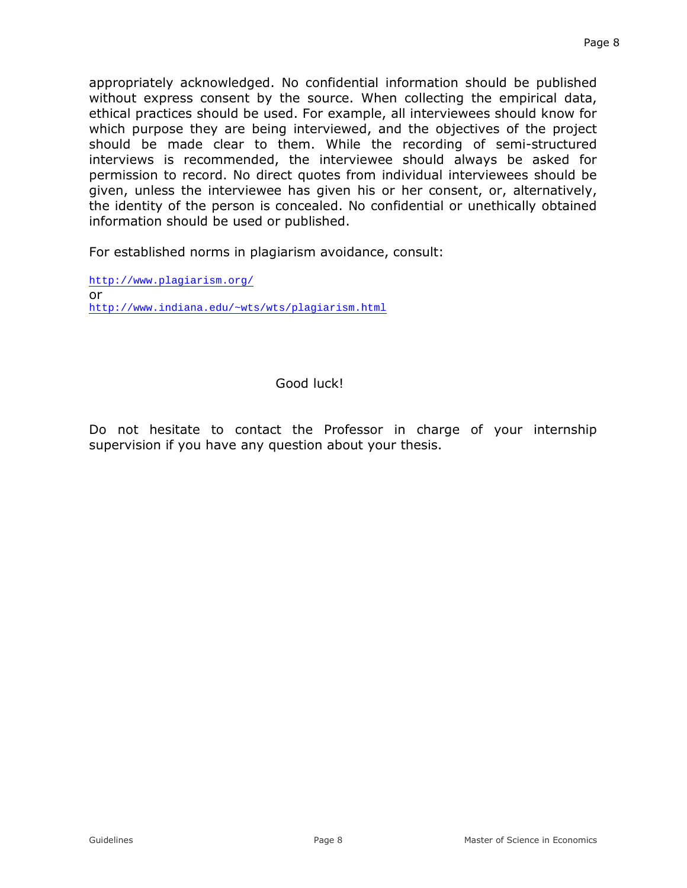appropriately acknowledged. No confidential information should be published without express consent by the source. When collecting the empirical data, ethical practices should be used. For example, all interviewees should know for which purpose they are being interviewed, and the objectives of the project should be made clear to them. While the recording of semi-structured interviews is recommended, the interviewee should always be asked for permission to record. No direct quotes from individual interviewees should be given, unless the interviewee has given his or her consent, or, alternatively, the identity of the person is concealed. No confidential or unethically obtained information should be used or published.

For established norms in plagiarism avoidance, consult:

http://www.plagiarism.org/
or
http://www.indiana.edu/~wts/wts/plagiarism.html

Good luck!

Do not hesitate to contact the Professor in charge of your internship supervision if you have any question about your thesis.